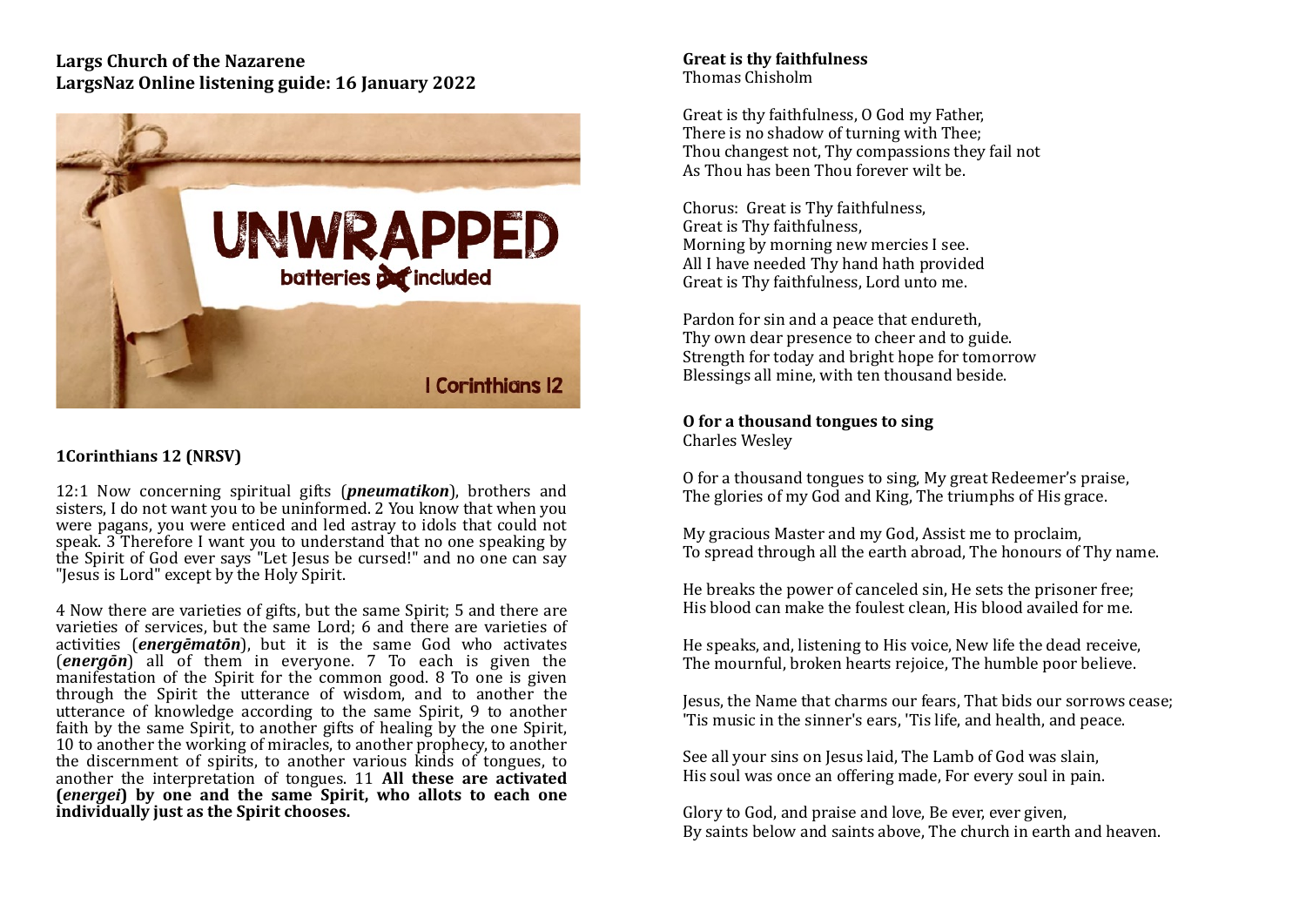**Largs Church of the Nazarene**
**LargsNaz Online listening guide: 16 January 2022**

UNWRAPPED
batteries ~~not~~ included

I Corinthians 12

### 1Corinthians 12 (NRSV)

12:1 Now concerning spiritual gifts (***pneumatikon***), brothers and sisters, I do not want you to be uninformed. 2 You know that when you were pagans, you were enticed and led astray to idols that could not speak. 3 Therefore I want you to understand that no one speaking by the Spirit of God ever says "Let Jesus be cursed!" and no one can say "Jesus is Lord" except by the Holy Spirit.

4 Now there are varieties of gifts, but the same Spirit; 5 and there are varieties of services, but the same Lord; 6 and there are varieties of activities (***energēmatōn***), but it is the same God who activates (***energōn***) all of them in everyone. 7 To each is given the manifestation of the Spirit for the common good. 8 To one is given through the Spirit the utterance of wisdom, and to another the utterance of knowledge according to the same Spirit, 9 to another faith by the same Spirit, to another gifts of healing by the one Spirit, 10 to another the working of miracles, to another prophecy, to another the discernment of spirits, to another various kinds of tongues, to another the interpretation of tongues. 11 **All these are activated (*energei*) by one and the same Spirit, who allots to each one individually just as the Spirit chooses.**

**Great is thy faithfulness**
Thomas Chisholm

Great is thy faithfulness, O God my Father,
There is no shadow of turning with Thee;
Thou changest not, Thy compassions they fail not
As Thou has been Thou forever wilt be.

Chorus: Great is Thy faithfulness,
Great is Thy faithfulness,
Morning by morning new mercies I see.
All I have needed Thy hand hath provided
Great is Thy faithfulness, Lord unto me.

Pardon for sin and a peace that endureth,
Thy own dear presence to cheer and to guide.
Strength for today and bright hope for tomorrow
Blessings all mine, with ten thousand beside.

**O for a thousand tongues to sing**
Charles Wesley

O for a thousand tongues to sing, My great Redeemer's praise,
The glories of my God and King, The triumphs of His grace.

My gracious Master and my God, Assist me to proclaim,
To spread through all the earth abroad, The honours of Thy name.

He breaks the power of canceled sin, He sets the prisoner free;
His blood can make the foulest clean, His blood availed for me.

He speaks, and, listening to His voice, New life the dead receive,
The mournful, broken hearts rejoice, The humble poor believe.

Jesus, the Name that charms our fears, That bids our sorrows cease;
'Tis music in the sinner's ears, 'Tis life, and health, and peace.

See all your sins on Jesus laid, The Lamb of God was slain,
His soul was once an offering made, For every soul in pain.

Glory to God, and praise and love, Be ever, ever given,
By saints below and saints above, The church in earth and heaven.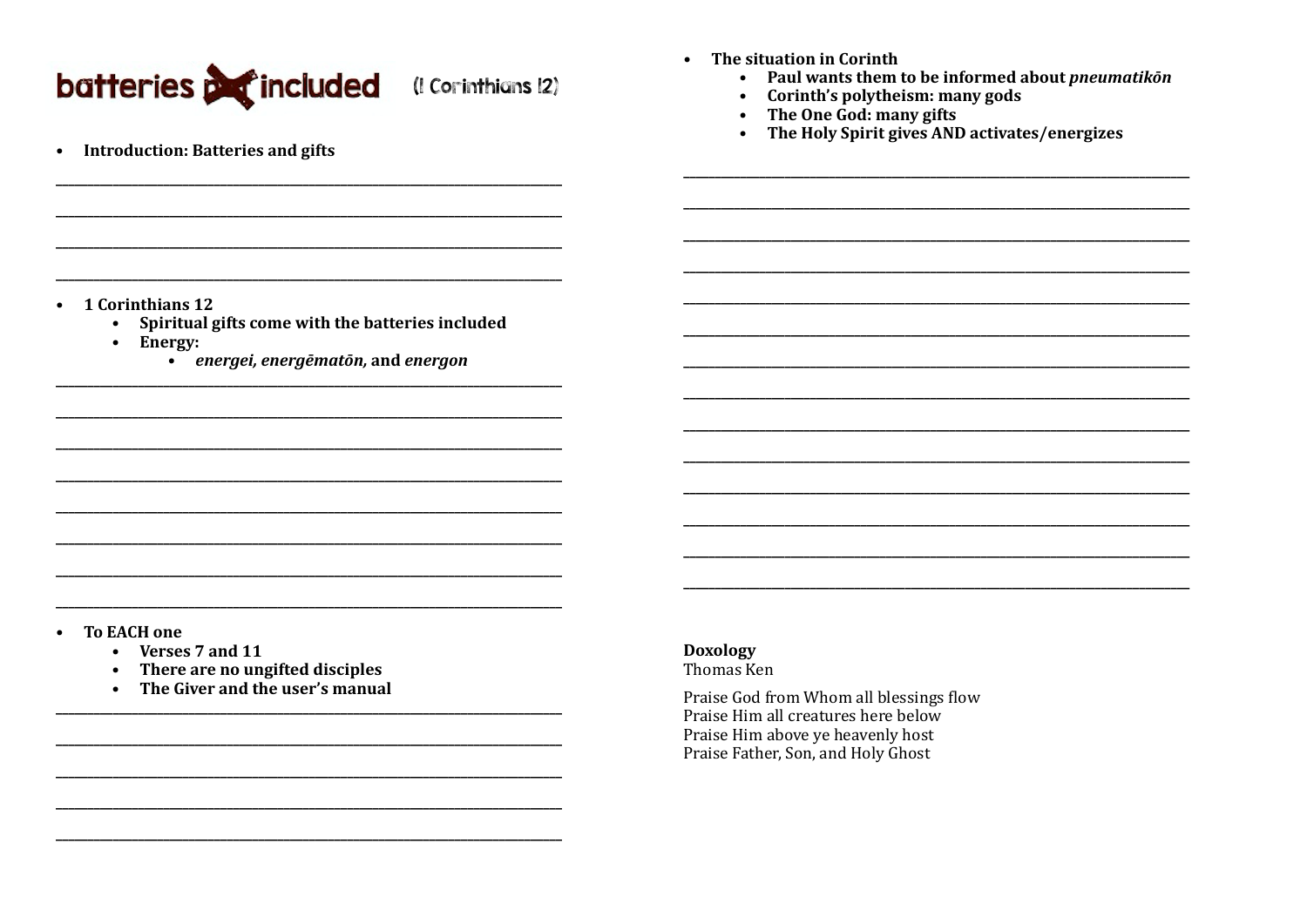# batteries ~~not~~ included (I Corinthians 12)

- **Introduction: Batteries and gifts**

- **1 Corinthians 12**
  - **Spiritual gifts come with the batteries included**
  - **Energy:**
    - ***energei, energēmatōn,* and *energon***

- **To EACH one**
  - **Verses 7 and 11**
  - **There are no ungifted disciples**
  - **The Giver and the user's manual**

- **The situation in Corinth**
  - **Paul wants them to be informed about *pneumatikōn***
  - **Corinth's polytheism: many gods**
  - **The One God: many gifts**
  - **The Holy Spirit gives AND activates/energizes**

**Doxology**
Thomas Ken

Praise God from Whom all blessings flow
Praise Him all creatures here below
Praise Him above ye heavenly host
Praise Father, Son, and Holy Ghost